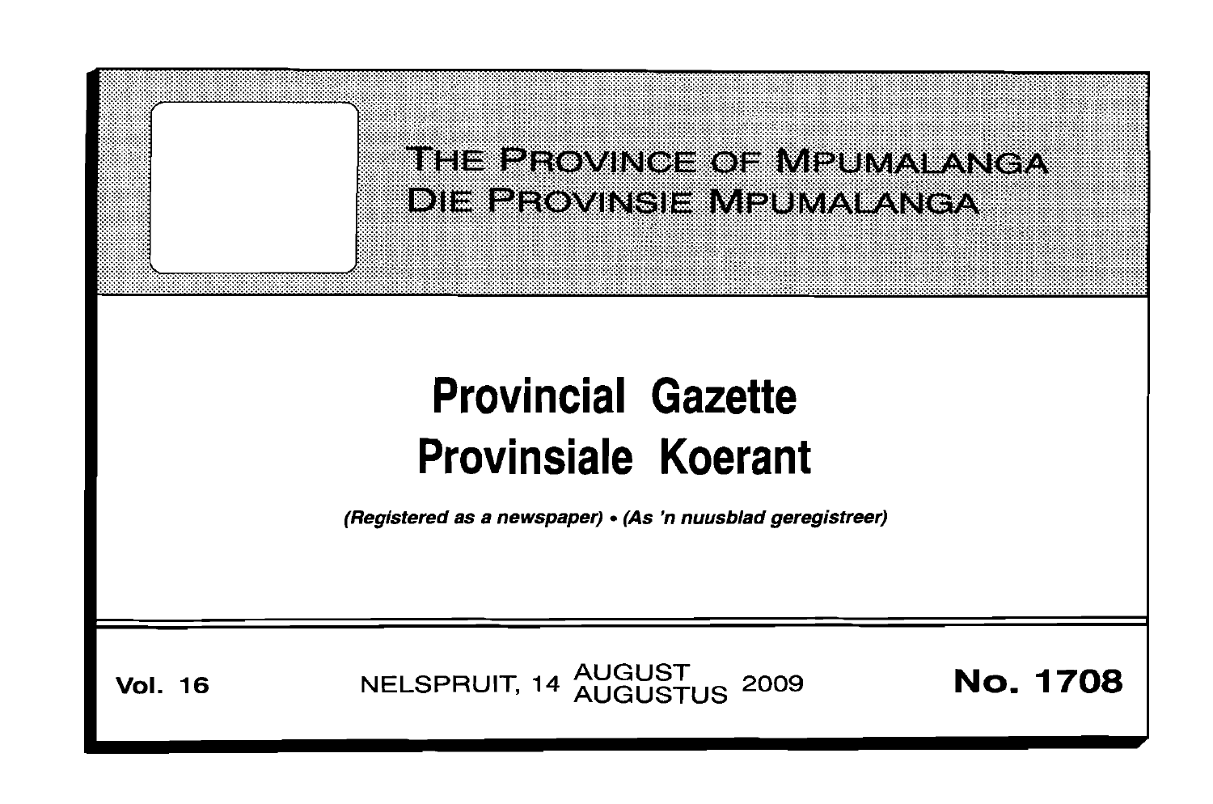# THE PROVINCE OF MPUMALANGA
# DIE PROVINSIE MPUMALANGA

# Provincial Gazette
# Provinsiale Koerant

*(Registered as a newspaper) • (As 'n nuusblad geregistreer)*

**Vol. 16** NELSPRUIT, 14 AUGUST AUGUSTUS 2009 **No. 1708**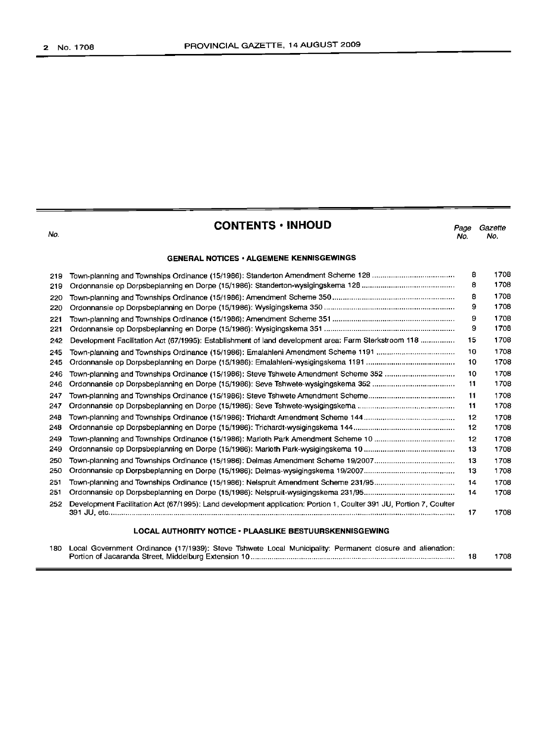## CONTENTS • INHOUD

| No. | | Page No. | Gazette No. |
|---|---|---|---|
| | **GENERAL NOTICES • ALGEMENE KENNISGEWINGS** | | |
| 219 | Town-planning and Townships Ordinance (15/1986): Standerton Amendment Scheme 128 | 8 | 1708 |
| 219 | Ordonnansie op Dorpsbeplanning en Dorpe (15/1986): Standerton-wysigingskema 128 | 8 | 1708 |
| 220 | Town-planning and Townships Ordinance (15/1986): Amendment Scheme 350 | 8 | 1708 |
| 220 | Ordonnansie op Dorpsbeplanning en Dorpe (15/1986): Wysigingskema 350 | 9 | 1708 |
| 221 | Town-planning and Townships Ordinance (15/1986): Amendment Scheme 351 | 9 | 1708 |
| 221 | Ordonnansie op Dorpsbeplanning en Dorpe (15/1986): Wysigingskema 351 | 9 | 1708 |
| 242 | Development Facilitation Act (67/1995): Establishment of land development area: Farm Sterkstroom 118 | 15 | 1708 |
| 245 | Town-planning and Townships Ordinance (15/1986): Emalahleni Amendment Scheme 1191 | 10 | 1708 |
| 245 | Ordonnansie op Dorpsbeplanning en Dorpe (15/1986): Emalahleni-wysigingskema 1191 | 10 | 1708 |
| 246 | Town-planning and Townships Ordinance (15/1986): Steve Tshwete Amendment Scheme 352 | 10 | 1708 |
| 246 | Ordonnansie op Dorpsbeplanning en Dorpe (15/1986): Seve Tshwete-wysigingskema 352 | 11 | 1708 |
| 247 | Town-planning and Townships Ordinance (15/1986): Steve Tshwete Amendment Scheme | 11 | 1708 |
| 247 | Ordonnansie op Dorpsbeplanning en Dorpe (15/1986): Seve Tshwete-wysigingskema | 11 | 1708 |
| 248 | Town-planning and Townships Ordinance (15/1986): Trichardt Amendment Scheme 144 | 12 | 1708 |
| 248 | Ordonnansie op Dorpsbeplanning en Dorpe (15/1986): Trichardt-wysigingskema 144 | 12 | 1708 |
| 249 | Town-planning and Townships Ordinance (15/1986): Marloth Park Amendment Scheme 10 | 12 | 1708 |
| 249 | Ordonnansie op Dorpsbeplanning en Dorpe (15/1986): Marloth Park-wysigingskema 10 | 13 | 1708 |
| 250 | Town-planning and Townships Ordinance (15/1986): Delmas Amendment Scheme 19/2007 | 13 | 1708 |
| 250 | Ordonnansie op Dorpsbeplanning en Dorpe (15/1986): Delmas-wysigingskema 19/2007 | 13 | 1708 |
| 251 | Town-planning and Townships Ordinance (15/1986): Nelspruit Amendment Scheme 231/95 | 14 | 1708 |
| 251 | Ordonnansie op Dorpsbeplanning en Dorpe (15/1986): Nelspruit-wysigingskema 231/95 | 14 | 1708 |
| 252 | Development Facilitation Act (67/1995): Land development application: Portion 1, Coulter 391 JU, Portion 7, Coulter 391 JU, etc. | 17 | 1708 |
| | **LOCAL AUTHORITY NOTICE • PLAASLIKE BESTUURSKENNISGEWING** | | |
| 180 | Local Government Ordinance (17/1939): Steve Tshwete Local Municipality: Permanent closure and alienation: Portion of Jacaranda Street, Middelburg Extension 10 | 18 | 1708 |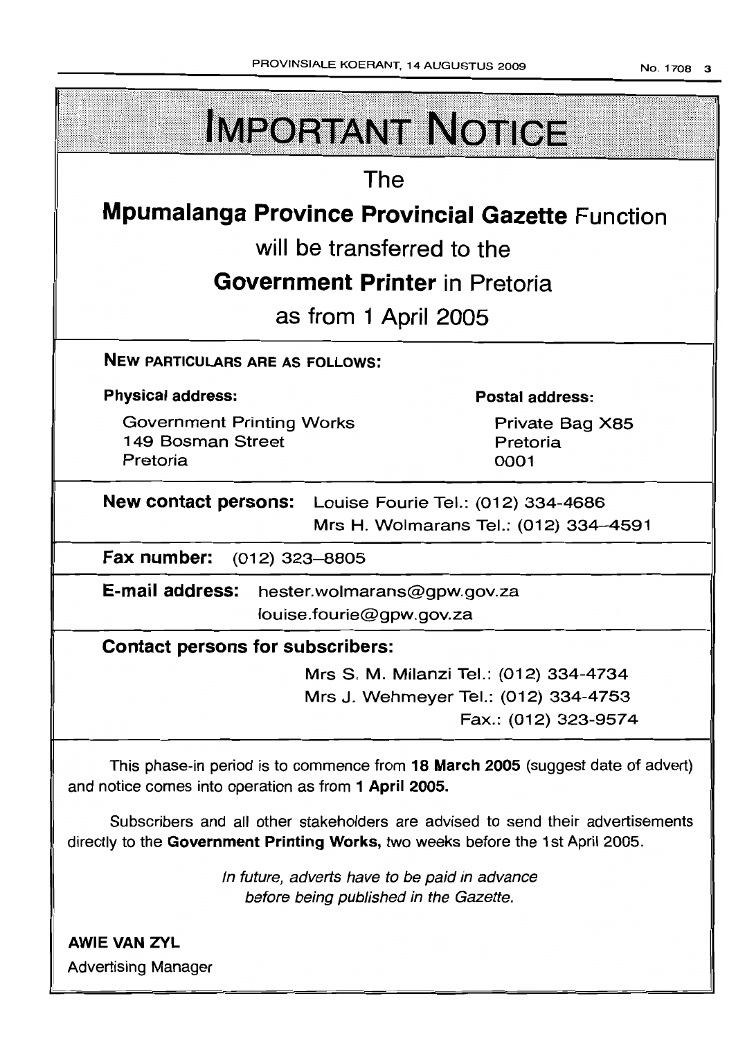# IMPORTANT NOTICE

The

**Mpumalanga Province Provincial Gazette** Function

will be transferred to the

**Government Printer** in Pretoria

as from 1 April 2005

**NEW PARTICULARS ARE AS FOLLOWS:**

**Physical address:**

Government Printing Works
149 Bosman Street
Pretoria

**Postal address:**

Private Bag X85
Pretoria
0001

**New contact persons:** Louise Fourie Tel.: (012) 334-4686
Mrs H. Wolmarans Tel.: (012) 334–4591

**Fax number:** (012) 323–8805

**E-mail address:** hester.wolmarans@gpw.gov.za
louise.fourie@gpw.gov.za

**Contact persons for subscribers:**

Mrs S. M. Milanzi Tel.: (012) 334-4734
Mrs J. Wehmeyer Tel.: (012) 334-4753
Fax.: (012) 323-9574

This phase-in period is to commence from **18 March 2005** (suggest date of advert) and notice comes into operation as from **1 April 2005.**

Subscribers and all other stakeholders are advised to send their advertisements directly to the **Government Printing Works,** two weeks before the 1st April 2005.

*In future, adverts have to be paid in advance before being published in the Gazette.*

**AWIE VAN ZYL**
Advertising Manager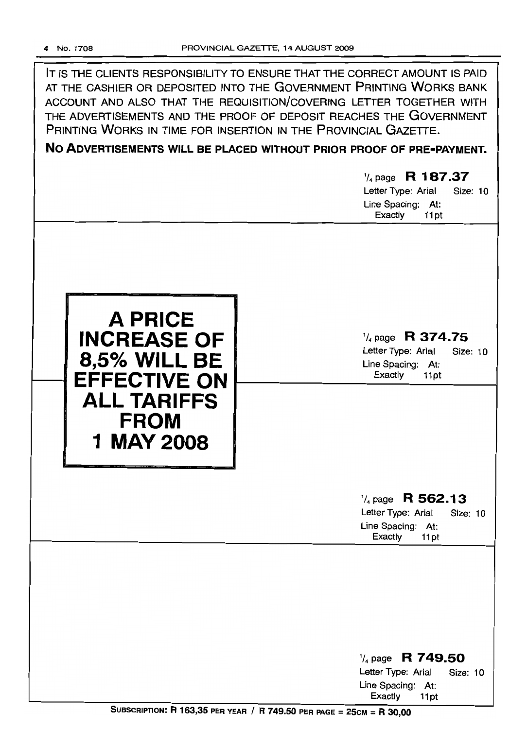IT IS THE CLIENTS RESPONSIBILITY TO ENSURE THAT THE CORRECT AMOUNT IS PAID AT THE CASHIER OR DEPOSITED INTO THE GOVERNMENT PRINTING WORKS BANK ACCOUNT AND ALSO THAT THE REQUISITION/COVERING LETTER TOGETHER WITH THE ADVERTISEMENTS AND THE PROOF OF DEPOSIT REACHES THE GOVERNMENT PRINTING WORKS IN TIME FOR INSERTION IN THE PROVINCIAL GAZETTE.

**NO ADVERTISEMENTS WILL BE PLACED WITHOUT PRIOR PROOF OF PRE-PAYMENT.**

1/4 page **R 187.37**
Letter Type: Arial Size: 10
Line Spacing: At: Exactly 11pt

**A PRICE INCREASE OF 8,5% WILL BE EFFECTIVE ON ALL TARIFFS FROM 1 MAY 2008**

1/4 page **R 374.75**
Letter Type: Arial Size: 10
Line Spacing: At: Exactly 11pt

1/4 page **R 562.13**
Letter Type: Arial Size: 10
Line Spacing: At: Exactly 11pt

1/4 page **R 749.50**
Letter Type: Arial Size: 10
Line Spacing: At: Exactly 11pt

**SUBSCRIPTION: R 163,35 PER YEAR / R 749.50 PER PAGE = 25CM = R 30,00**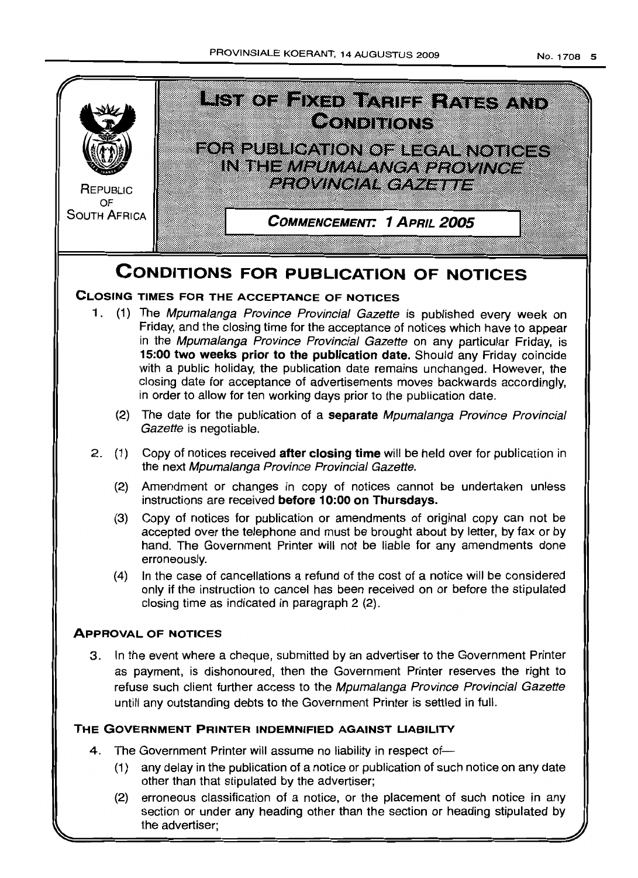REPUBLIC OF SOUTH AFRICA

# LIST OF FIXED TARIFF RATES AND CONDITIONS

## FOR PUBLICATION OF LEGAL NOTICES IN THE *MPUMALANGA PROVINCE PROVINCIAL GAZETTE*

**COMMENCEMENT: 1 APRIL 2005**

# CONDITIONS FOR PUBLICATION OF NOTICES

### CLOSING TIMES FOR THE ACCEPTANCE OF NOTICES

1. (1) The *Mpumalanga Province Provincial Gazette* is published every week on Friday, and the closing time for the acceptance of notices which have to appear in the *Mpumalanga Province Provincial Gazette* on any particular Friday, is **15:00 two weeks prior to the publication date.** Should any Friday coincide with a public holiday, the publication date remains unchanged. However, the closing date for acceptance of advertisements moves backwards accordingly, in order to allow for ten working days prior to the publication date.

   (2) The date for the publication of a **separate** *Mpumalanga Province Provincial Gazette* is negotiable.

2. (1) Copy of notices received **after closing time** will be held over for publication in the next *Mpumalanga Province Provincial Gazette.*

   (2) Amendment or changes in copy of notices cannot be undertaken unless instructions are received **before 10:00 on Thursdays.**

   (3) Copy of notices for publication or amendments of original copy can not be accepted over the telephone and must be brought about by letter, by fax or by hand. The Government Printer will not be liable for any amendments done erroneously.

   (4) In the case of cancellations a refund of the cost of a notice will be considered only if the instruction to cancel has been received on or before the stipulated closing time as indicated in paragraph 2 (2).

### APPROVAL OF NOTICES

3. In the event where a cheque, submitted by an advertiser to the Government Printer as payment, is dishonoured, then the Government Printer reserves the right to refuse such client further access to the *Mpumalanga Province Provincial Gazette* untill any outstanding debts to the Government Printer is settled in full.

### THE GOVERNMENT PRINTER INDEMNIFIED AGAINST LIABILITY

4. The Government Printer will assume no liability in respect of—

   (1) any delay in the publication of a notice or publication of such notice on any date other than that stipulated by the advertiser;

   (2) erroneous classification of a notice, or the placement of such notice in any section or under any heading other than the section or heading stipulated by the advertiser;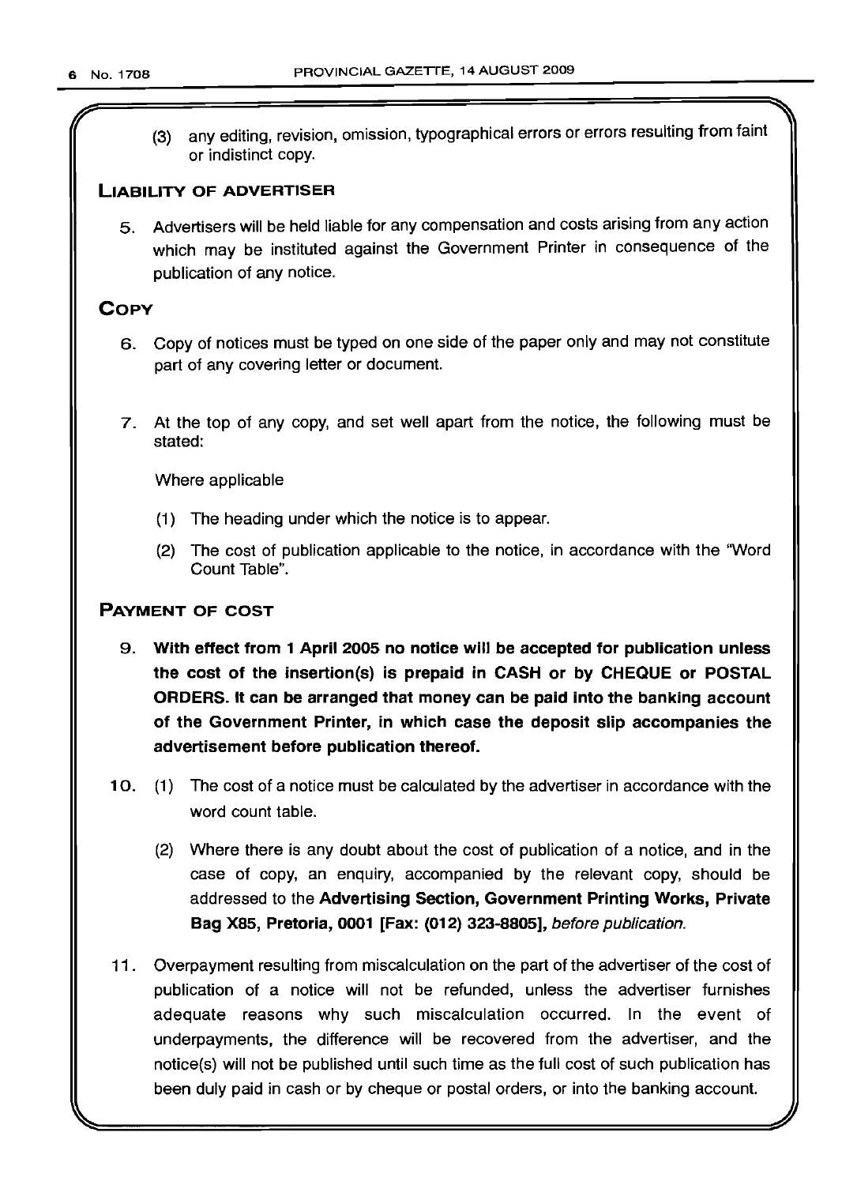(3) any editing, revision, omission, typographical errors or errors resulting from faint or indistinct copy.

## LIABILITY OF ADVERTISER

5. Advertisers will be held liable for any compensation and costs arising from any action which may be instituted against the Government Printer in consequence of the publication of any notice.

## COPY

6. Copy of notices must be typed on one side of the paper only and may not constitute part of any covering letter or document.

7. At the top of any copy, and set well apart from the notice, the following must be stated:

   Where applicable

   (1) The heading under which the notice is to appear.

   (2) The cost of publication applicable to the notice, in accordance with the "Word Count Table".

## PAYMENT OF COST

9. **With effect from 1 April 2005 no notice will be accepted for publication unless the cost of the insertion(s) is prepaid in CASH or by CHEQUE or POSTAL ORDERS. It can be arranged that money can be paid into the banking account of the Government Printer, in which case the deposit slip accompanies the advertisement before publication thereof.**

10. (1) The cost of a notice must be calculated by the advertiser in accordance with the word count table.

    (2) Where there is any doubt about the cost of publication of a notice, and in the case of copy, an enquiry, accompanied by the relevant copy, should be addressed to the **Advertising Section, Government Printing Works, Private Bag X85, Pretoria, 0001 [Fax: (012) 323-8805]**, *before publication.*

11. Overpayment resulting from miscalculation on the part of the advertiser of the cost of publication of a notice will not be refunded, unless the advertiser furnishes adequate reasons why such miscalculation occurred. In the event of underpayments, the difference will be recovered from the advertiser, and the notice(s) will not be published until such time as the full cost of such publication has been duly paid in cash or by cheque or postal orders, or into the banking account.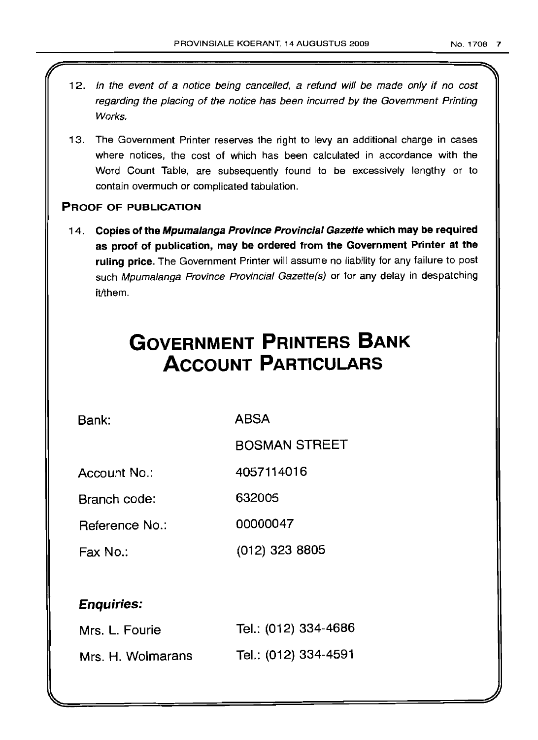12. *In the event of a notice being cancelled, a refund will be made only if no cost regarding the placing of the notice has been incurred by the Government Printing Works.*

13. The Government Printer reserves the right to levy an additional charge in cases where notices, the cost of which has been calculated in accordance with the Word Count Table, are subsequently found to be excessively lengthy or to contain overmuch or complicated tabulation.

### PROOF OF PUBLICATION

14. **Copies of the *Mpumalanga Province Provincial Gazette* which may be required as proof of publication, may be ordered from the Government Printer at the ruling price.** The Government Printer will assume no liability for any failure to post such *Mpumalanga Province Provincial Gazette(s)* or for any delay in despatching it/them.

# GOVERNMENT PRINTERS BANK ACCOUNT PARTICULARS

| | |
|---|---|
| Bank: | ABSA |
| | BOSMAN STREET |
| Account No.: | 4057114016 |
| Branch code: | 632005 |
| Reference No.: | 00000047 |
| Fax No.: | (012) 323 8805 |

***Enquiries:***

| | |
|---|---|
| Mrs. L. Fourie | Tel.: (012) 334-4686 |
| Mrs. H. Wolmarans | Tel.: (012) 334-4591 |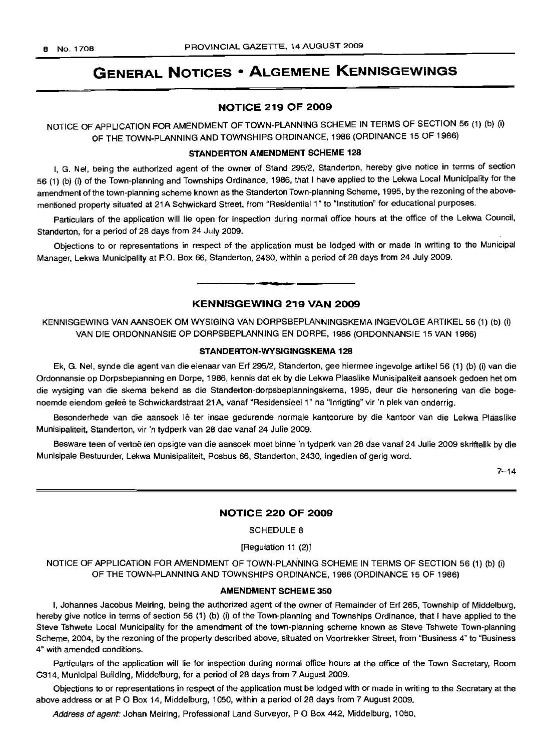# GENERAL NOTICES • ALGEMENE KENNISGEWINGS

## NOTICE 219 OF 2009

NOTICE OF APPLICATION FOR AMENDMENT OF TOWN-PLANNING SCHEME IN TERMS OF SECTION 56 (1) (b) (i) OF THE TOWN-PLANNING AND TOWNSHIPS ORDINANCE, 1986 (ORDINANCE 15 OF 1986)

### STANDERTON AMENDMENT SCHEME 128

I, G. Nel, being the authorized agent of the owner of Stand 295/2, Standerton, hereby give notice in terms of section 56 (1) (b) (i) of the Town-planning and Townships Ordinance, 1986, that I have applied to the Lekwa Local Municipality for the amendment of the town-planning scheme known as the Standerton Town-planning Scheme, 1995, by the rezoning of the abovementioned property situated at 21A Schwickard Street, from "Residential 1" to "Institution" for educational purposes.

Particulars of the application will lie open for inspection during normal office hours at the office of the Lekwa Council, Standerton, for a period of 28 days from 24 July 2009.

Objections to or representations in respect of the application must be lodged with or made in writing to the Municipal Manager, Lekwa Municipality at P.O. Box 66, Standerton, 2430, within a period of 28 days from 24 July 2009.

---

## KENNISGEWING 219 VAN 2009

KENNISGEWING VAN AANSOEK OM WYSIGING VAN DORPSBEPLANNINGSKEMA INGEVOLGE ARTIKEL 56 (1) (b) (i) VAN DIE ORDONNANSIE OP DORPSBEPLANNING EN DORPE, 1986 (ORDONNANSIE 15 VAN 1986)

### STANDERTON-WYSIGINGSKEMA 128

Ek, G. Nel, synde die agent van die eienaar van Erf 295/2, Standerton, gee hiermee ingevolge artikel 56 (1) (b) (i) van die Ordonnansie op Dorpsbeplanning en Dorpe, 1986, kennis dat ek by die Lekwa Plaaslike Munisipaliteit aansoek gedoen het om die wysiging van die skema bekend as die Standerton-dorpsbeplanningskema, 1995, deur die hersonering van die bogenoemde eiendom geleë te Schwickardstraat 21A, vanaf "Residensieel 1" na "Inrigting" vir 'n plek van onderrig.

Besonderhede van die aansoek lê ter insae gedurende normale kantoorure by die kantoor van die Lekwa Plaaslike Munisipaliteit, Standerton, vir 'n tydperk van 28 dae vanaf 24 Julie 2009.

Besware teen of vertoë ten opsigte van die aansoek moet binne 'n tydperk van 28 dae vanaf 24 Julie 2009 skriftelik by die Munisipale Bestuurder, Lekwa Munisipaliteit, Posbus 66, Standerton, 2430, ingedien of gerig word.

7–14

---

## NOTICE 220 OF 2009

SCHEDULE 8

[Regulation 11 (2)]

NOTICE OF APPLICATION FOR AMENDMENT OF TOWN-PLANNING SCHEME IN TERMS OF SECTION 56 (1) (b) (i) OF THE TOWN-PLANNING AND TOWNSHIPS ORDINANCE, 1986 (ORDINANCE 15 OF 1986)

### AMENDMENT SCHEME 350

I, Johannes Jacobus Meiring, being the authorized agent of the owner of Remainder of Erf 265, Township of Middelburg, hereby give notice in terms of section 56 (1) (b) (i) of the Town-planning and Townships Ordinance, that I have applied to the Steve Tshwete Local Municipality for the amendment of the town-planning scheme known as Steve Tshwete Town-planning Scheme, 2004, by the rezoning of the property described above, situated on Voortrekker Street, from "Business 4" to "Business 4" with amended conditions.

Particulars of the application will lie for inspection during normal office hours at the office of the Town Secretary, Room C314, Municipal Building, Middelburg, for a period of 28 days from 7 August 2009.

Objections to or representations in respect of the application must be lodged with or made in writing to the Secretary at the above address or at P O Box 14, Middelburg, 1050, within a period of 28 days from 7 August 2009.

*Address of agent:* Johan Meiring, Professional Land Surveyor, P O Box 442, Middelburg, 1050.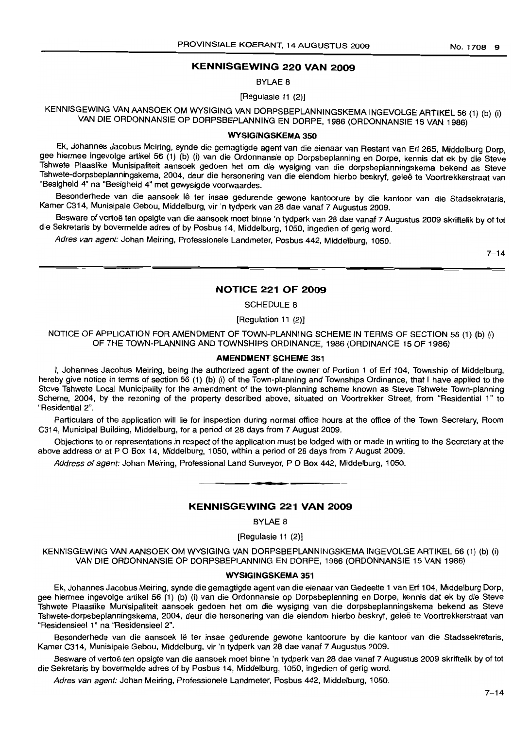## KENNISGEWING 220 VAN 2009

BYLAE 8

[Regulasie 11 (2)]

KENNISGEWING VAN AANSOEK OM WYSIGING VAN DORPSBEPLANNINGSKEMA INGEVOLGE ARTIKEL 56 (1) (b) (i) VAN DIE ORDONNANSIE OP DORPSBEPLANNING EN DORPE, 1986 (ORDONNANSIE 15 VAN 1986)

### WYSIGINGSKEMA 350

Ek, Johannes Jacobus Meiring, synde die gemagtigde agent van die eienaar van Restant van Erf 265, Middelburg Dorp, gee hiermee ingevolge artikel 56 (1) (b) (i) van die Ordonnansie op Dorpsbeplanning en Dorpe, kennis dat ek by die Steve Tshwete Plaaslike Munisipaliteit aansoek gedoen het om die wysiging van die dorpsbeplanningskema bekend as Steve Tshwete-dorpsbeplanningskema, 2004, deur die hersonering van die eiendom hierbo beskryf, geleë te Voortrekkerstraat van "Besigheid 4" na "Besigheid 4" met gewysigde voorwaardes.

Besonderhede van die aansoek lê ter insae gedurende gewone kantoorure by die kantoor van die Stadsekretaris, Kamer C314, Munisipale Gebou, Middelburg, vir 'n tydperk van 28 dae vanaf 7 Augustus 2009.

Besware of vertoë ten opsigte van die aansoek moet binne 'n tydperk van 28 dae vanaf 7 Augustus 2009 skriftelik by of tot die Sekretaris by bovermelde adres of by Posbus 14, Middelburg, 1050, ingedien of gerig word.

*Adres van agent:* Johan Meiring, Professionele Landmeter, Posbus 442, Middelburg, 1050.

7–14

## NOTICE 221 OF 2009

SCHEDULE 8

[Regulation 11 (2)]

NOTICE OF APPLICATION FOR AMENDMENT OF TOWN-PLANNING SCHEME IN TERMS OF SECTION 56 (1) (b) (i) OF THE TOWN-PLANNING AND TOWNSHIPS ORDINANCE, 1986 (ORDINANCE 15 OF 1986)

### AMENDMENT SCHEME 351

I, Johannes Jacobus Meiring, being the authorized agent of the owner of Portion 1 of Erf 104, Township of Middelburg, hereby give notice in terms of section 56 (1) (b) (i) of the Town-planning and Townships Ordinance, that I have applied to the Steve Tshwete Local Municipality for the amendment of the town-planning scheme known as Steve Tshwete Town-planning Scheme, 2004, by the rezoning of the property described above, situated on Voortrekker Street, from "Residential 1" to "Residential 2".

Particulars of the application will lie for inspection during normal office hours at the office of the Town Secretary, Room C314, Municipal Building, Middelburg, for a period of 28 days from 7 August 2009.

Objections to or representations in respect of the application must be lodged with or made in writing to the Secretary at the above address or at P O Box 14, Middelburg, 1050, within a period of 28 days from 7 August 2009.

*Address of agent:* Johan Meiring, Professional Land Surveyor, P O Box 442, Middelburg, 1050.

## KENNISGEWING 221 VAN 2009

BYLAE 8

[Regulasie 11 (2)]

KENNISGEWING VAN AANSOEK OM WYSIGING VAN DORPSBEPLANNINGSKEMA INGEVOLGE ARTIKEL 56 (1) (b) (i) VAN DIE ORDONNANSIE OP DORPSBEPLANNING EN DORPE, 1986 (ORDONNANSIE 15 VAN 1986)

### WYSIGINGSKEMA 351

Ek, Johannes Jacobus Meiring, synde die gemagtigde agent van die eienaar van Gedeelte 1 van Erf 104, Middelburg Dorp, gee hiermee ingevolge artikel 56 (1) (b) (i) van die Ordonnansie op Dorpsbeplanning en Dorpe, kennis dat ek by die Steve Tshwete Plaaslike Munisipaliteit aansoek gedoen het om die wysiging van die dorpsbeplanningskema bekend as Steve Tshwete-dorpsbeplanningskema, 2004, deur die hersonering van die eiendom hierbo beskryf, geleë te Voortrekkerstraat van "Residensieel 1" na "Residensieel 2".

Besonderhede van die aansoek lê ter insae gedurende gewone kantoorure by die kantoor van die Stadssekretaris, Kamer C314, Munisipale Gebou, Middelburg, vir 'n tydperk van 28 dae vanaf 7 Augustus 2009.

Besware of vertoë ten opsigte van die aansoek moet binne 'n tydperk van 28 dae vanaf 7 Augustus 2009 skriftelik by of tot die Sekretaris by bovermelde adres of by Posbus 14, Middelburg, 1050, ingedien of gerig word.

*Adres van agent:* Johan Meiring, Professionele Landmeter, Posbus 442, Middelburg, 1050.

7–14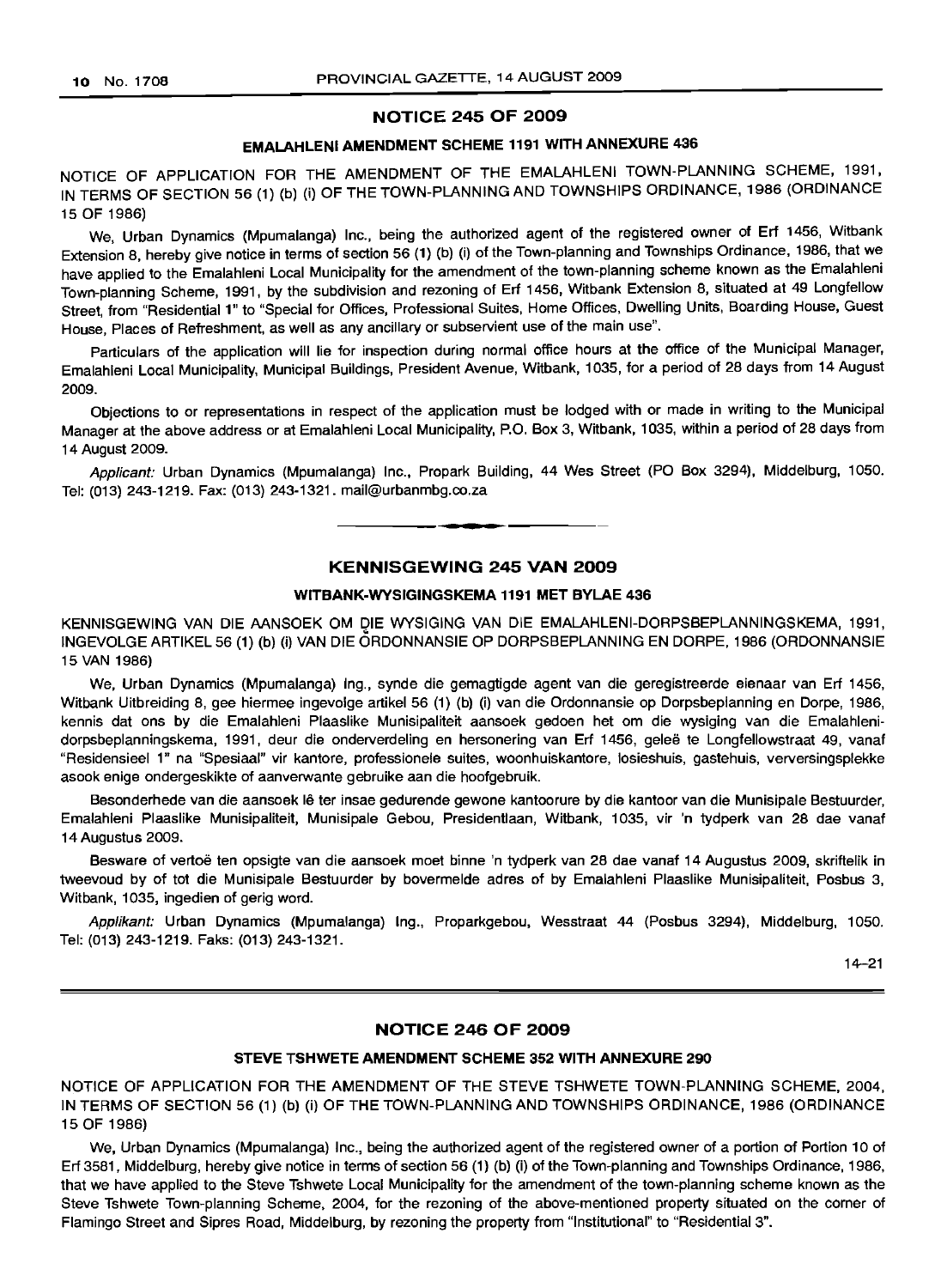## NOTICE 245 OF 2009

### EMALAHLENI AMENDMENT SCHEME 1191 WITH ANNEXURE 436

NOTICE OF APPLICATION FOR THE AMENDMENT OF THE EMALAHLENI TOWN-PLANNING SCHEME, 1991, IN TERMS OF SECTION 56 (1) (b) (i) OF THE TOWN-PLANNING AND TOWNSHIPS ORDINANCE, 1986 (ORDINANCE 15 OF 1986)

We, Urban Dynamics (Mpumalanga) Inc., being the authorized agent of the registered owner of Erf 1456, Witbank Extension 8, hereby give notice in terms of section 56 (1) (b) (i) of the Town-planning and Townships Ordinance, 1986, that we have applied to the Emalahleni Local Municipality for the amendment of the town-planning scheme known as the Emalahleni Town-planning Scheme, 1991, by the subdivision and rezoning of Erf 1456, Witbank Extension 8, situated at 49 Longfellow Street, from "Residential 1" to "Special for Offices, Professional Suites, Home Offices, Dwelling Units, Boarding House, Guest House, Places of Refreshment, as well as any ancillary or subservient use of the main use".

Particulars of the application will lie for inspection during normal office hours at the office of the Municipal Manager, Emalahleni Local Municipality, Municipal Buildings, President Avenue, Witbank, 1035, for a period of 28 days from 14 August 2009.

Objections to or representations in respect of the application must be lodged with or made in writing to the Municipal Manager at the above address or at Emalahleni Local Municipality, P.O. Box 3, Witbank, 1035, within a period of 28 days from 14 August 2009.

*Applicant:* Urban Dynamics (Mpumalanga) Inc., Propark Building, 44 Wes Street (PO Box 3294), Middelburg, 1050. Tel: (013) 243-1219. Fax: (013) 243-1321. mail@urbanmbg.co.za

---

## KENNISGEWING 245 VAN 2009

### WITBANK-WYSIGINGSKEMA 1191 MET BYLAE 436

KENNISGEWING VAN DIE AANSOEK OM DIE WYSIGING VAN DIE EMALAHLENI-DORPSBEPLANNINGSKEMA, 1991, INGEVOLGE ARTIKEL 56 (1) (b) (i) VAN DIE ORDONNANSIE OP DORPSBEPLANNING EN DORPE, 1986 (ORDONNANSIE 15 VAN 1986)

We, Urban Dynamics (Mpumalanga) Ing., synde die gemagtigde agent van die geregistreerde eienaar van Erf 1456, Witbank Uitbreiding 8, gee hiermee ingevolge artikel 56 (1) (b) (i) van die Ordonnansie op Dorpsbeplanning en Dorpe, 1986, kennis dat ons by die Emalahleni Plaaslike Munisipaliteit aansoek gedoen het om die wysiging van die Emalahleni-dorpsbeplanningskema, 1991, deur die onderverdeling en hersonering van Erf 1456, geleë te Longfellowstraat 49, vanaf "Residensieel 1" na "Spesiaal" vir kantore, professionele suites, woonhuiskantore, losieshuis, gastehuis, verversingsplekke asook enige ondergeskikte of aanverwante gebruike aan die hoofgebruik.

Besonderhede van die aansoek lê ter insae gedurende gewone kantoorure by die kantoor van die Munisipale Bestuurder, Emalahleni Plaaslike Munisipaliteit, Munisipale Gebou, Presidentlaan, Witbank, 1035, vir 'n tydperk van 28 dae vanaf 14 Augustus 2009.

Besware of vertoë ten opsigte van die aansoek moet binne 'n tydperk van 28 dae vanaf 14 Augustus 2009, skriftelik in tweevoud by of tot die Munisipale Bestuurder by bovermelde adres of by Emalahleni Plaaslike Munisipaliteit, Posbus 3, Witbank, 1035, ingedien of gerig word.

*Applikant:* Urban Dynamics (Mpumalanga) Ing., Proparkgebou, Wesstraat 44 (Posbus 3294), Middelburg, 1050. Tel: (013) 243-1219. Faks: (013) 243-1321.

14–21

---

## NOTICE 246 OF 2009

### STEVE TSHWETE AMENDMENT SCHEME 352 WITH ANNEXURE 290

NOTICE OF APPLICATION FOR THE AMENDMENT OF THE STEVE TSHWETE TOWN-PLANNING SCHEME, 2004, IN TERMS OF SECTION 56 (1) (b) (i) OF THE TOWN-PLANNING AND TOWNSHIPS ORDINANCE, 1986 (ORDINANCE 15 OF 1986)

We, Urban Dynamics (Mpumalanga) Inc., being the authorized agent of the registered owner of a portion of Portion 10 of Erf 3581, Middelburg, hereby give notice in terms of section 56 (1) (b) (i) of the Town-planning and Townships Ordinance, 1986, that we have applied to the Steve Tshwete Local Municipality for the amendment of the town-planning scheme known as the Steve Tshwete Town-planning Scheme, 2004, for the rezoning of the above-mentioned property situated on the corner of Flamingo Street and Sipres Road, Middelburg, by rezoning the property from "Institutional" to "Residential 3".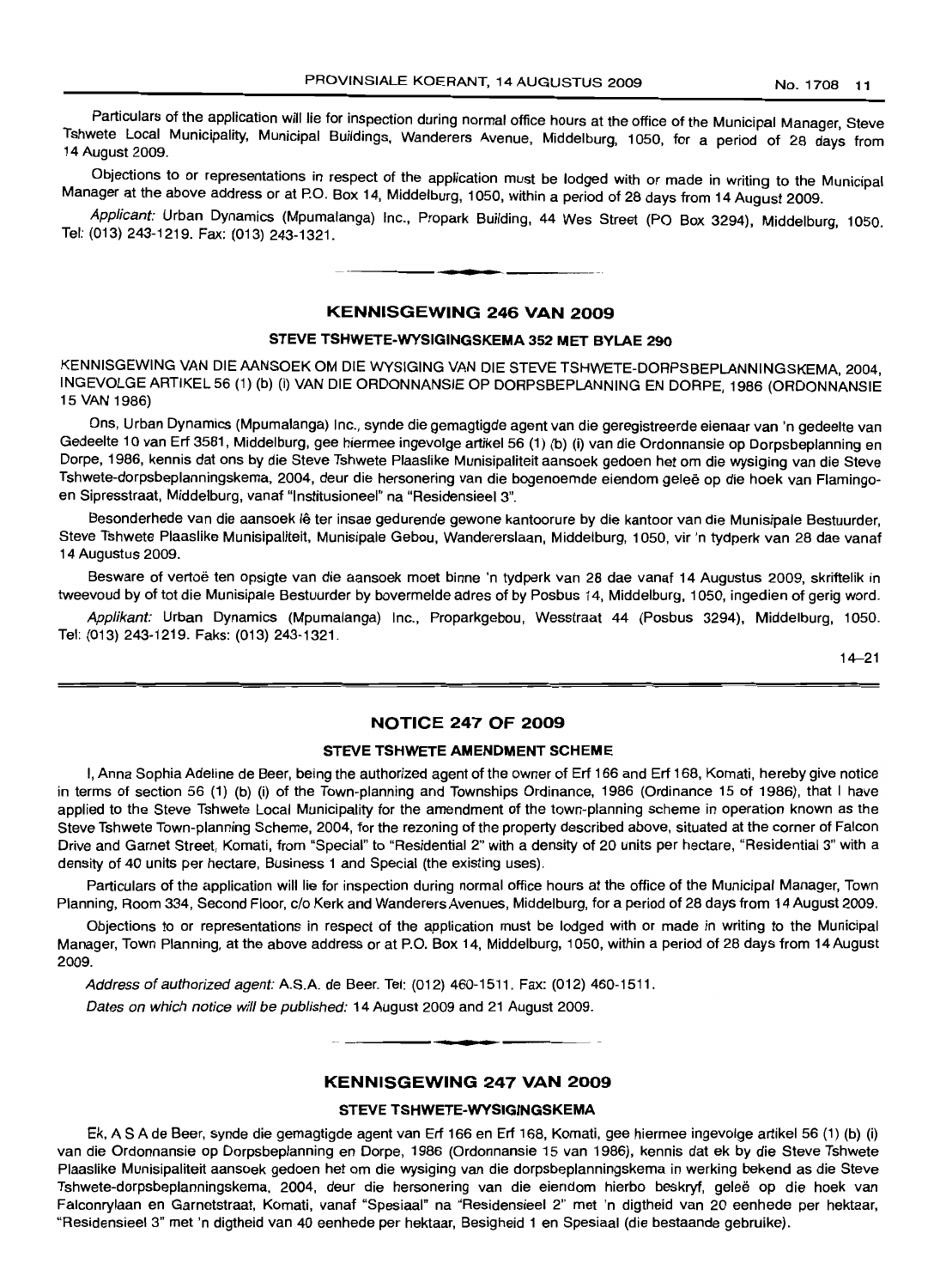Particulars of the application will lie for inspection during normal office hours at the office of the Municipal Manager, Steve Tshwete Local Municipality, Municipal Buildings, Wanderers Avenue, Middelburg, 1050, for a period of 28 days from 14 August 2009.

Objections to or representations in respect of the application must be lodged with or made in writing to the Municipal Manager at the above address or at P.O. Box 14, Middelburg, 1050, within a period of 28 days from 14 August 2009.

*Applicant:* Urban Dynamics (Mpumalanga) Inc., Propark Building, 44 Wes Street (PO Box 3294), Middelburg, 1050. Tel: (013) 243-1219. Fax: (013) 243-1321.

---

## KENNISGEWING 246 VAN 2009

### STEVE TSHWETE-WYSIGINGSKEMA 352 MET BYLAE 290

KENNISGEWING VAN DIE AANSOEK OM DIE WYSIGING VAN DIE STEVE TSHWETE-DORPSBEPLANNINGSKEMA, 2004, INGEVOLGE ARTIKEL 56 (1) (b) (i) VAN DIE ORDONNANSIE OP DORPSBEPLANNING EN DORPE, 1986 (ORDONNANSIE 15 VAN 1986)

Ons, Urban Dynamics (Mpumalanga) Inc., synde die gemagtigde agent van die geregistreerde eienaar van 'n gedeelte van Gedeelte 10 van Erf 3581, Middelburg, gee hiermee ingevolge artikel 56 (1) (b) (i) van die Ordonnansie op Dorpsbeplanning en Dorpe, 1986, kennis dat ons by die Steve Tshwete Plaaslike Munisipaliteit aansoek gedoen het om die wysiging van die Steve Tshwete-dorpsbeplanningskema, 2004, deur die hersonering van die bogenoemde eiendom geleë op die hoek van Flamingo- en Sipresstraat, Middelburg, vanaf "Institusioneel" na "Residensieel 3".

Besonderhede van die aansoek lê ter insae gedurende gewone kantoorure by die kantoor van die Munisipale Bestuurder, Steve Tshwete Plaaslike Munisipaliteit, Munisipale Gebou, WanderersIaan, Middelburg, 1050, vir 'n tydperk van 28 dae vanaf 14 Augustus 2009.

Besware of vertoë ten opsigte van die aansoek moet binne 'n tydperk van 28 dae vanaf 14 Augustus 2009, skriftelik in tweevoud by of tot die Munisipale Bestuurder by bovermelde adres of by Posbus 14, Middelburg, 1050, ingedien of gerig word.

*Applikant:* Urban Dynamics (Mpumalanga) Inc., Proparkgebou, Wesstraat 44 (Posbus 3294), Middelburg, 1050. Tel: (013) 243-1219. Faks: (013) 243-1321.

14–21

---

## NOTICE 247 OF 2009

### STEVE TSHWETE AMENDMENT SCHEME

I, Anna Sophia Adeline de Beer, being the authorized agent of the owner of Erf 166 and Erf 168, Komati, hereby give notice in terms of section 56 (1) (b) (i) of the Town-planning and Townships Ordinance, 1986 (Ordinance 15 of 1986), that I have applied to the Steve Tshwete Local Municipality for the amendment of the town-planning scheme in operation known as the Steve Tshwete Town-planning Scheme, 2004, for the rezoning of the property described above, situated at the corner of Falcon Drive and Garnet Street, Komati, from "Special" to "Residential 2" with a density of 20 units per hectare, "Residential 3" with a density of 40 units per hectare, Business 1 and Special (the existing uses).

Particulars of the application will lie for inspection during normal office hours at the office of the Municipal Manager, Town Planning, Room 334, Second Floor, c/o Kerk and Wanderers Avenues, Middelburg, for a period of 28 days from 14 August 2009.

Objections to or representations in respect of the application must be lodged with or made in writing to the Municipal Manager, Town Planning, at the above address or at P.O. Box 14, Middelburg, 1050, within a period of 28 days from 14 August 2009.

*Address of authorized agent:* A.S.A. de Beer. Tel: (012) 460-1511. Fax: (012) 460-1511.

*Dates on which notice will be published:* 14 August 2009 and 21 August 2009.

---

## KENNISGEWING 247 VAN 2009

### STEVE TSHWETE-WYSIGINGSKEMA

Ek, A S A de Beer, synde die gemagtigde agent van Erf 166 en Erf 168, Komati, gee hiermee ingevolge artikel 56 (1) (b) (i) van die Ordonnansie op Dorpsbeplanning en Dorpe, 1986 (Ordonnansie 15 van 1986), kennis dat ek by die Steve Tshwete Plaaslike Munisipaliteit aansoek gedoen het om die wysiging van die dorpsbeplanningskema in werking bekend as die Steve Tshwete-dorpsbeplanningskema, 2004, deur die hersonering van die eiendom hierbo beskryf, geleë op die hoek van Falconrylaan en Garnetstraat, Komati, vanaf "Spesiaal" na "Residensieel 2" met 'n digtheid van 20 eenhede per hektaar, "Residensieel 3" met 'n digtheid van 40 eenhede per hektaar, Besigheid 1 en Spesiaal (die bestaande gebruike).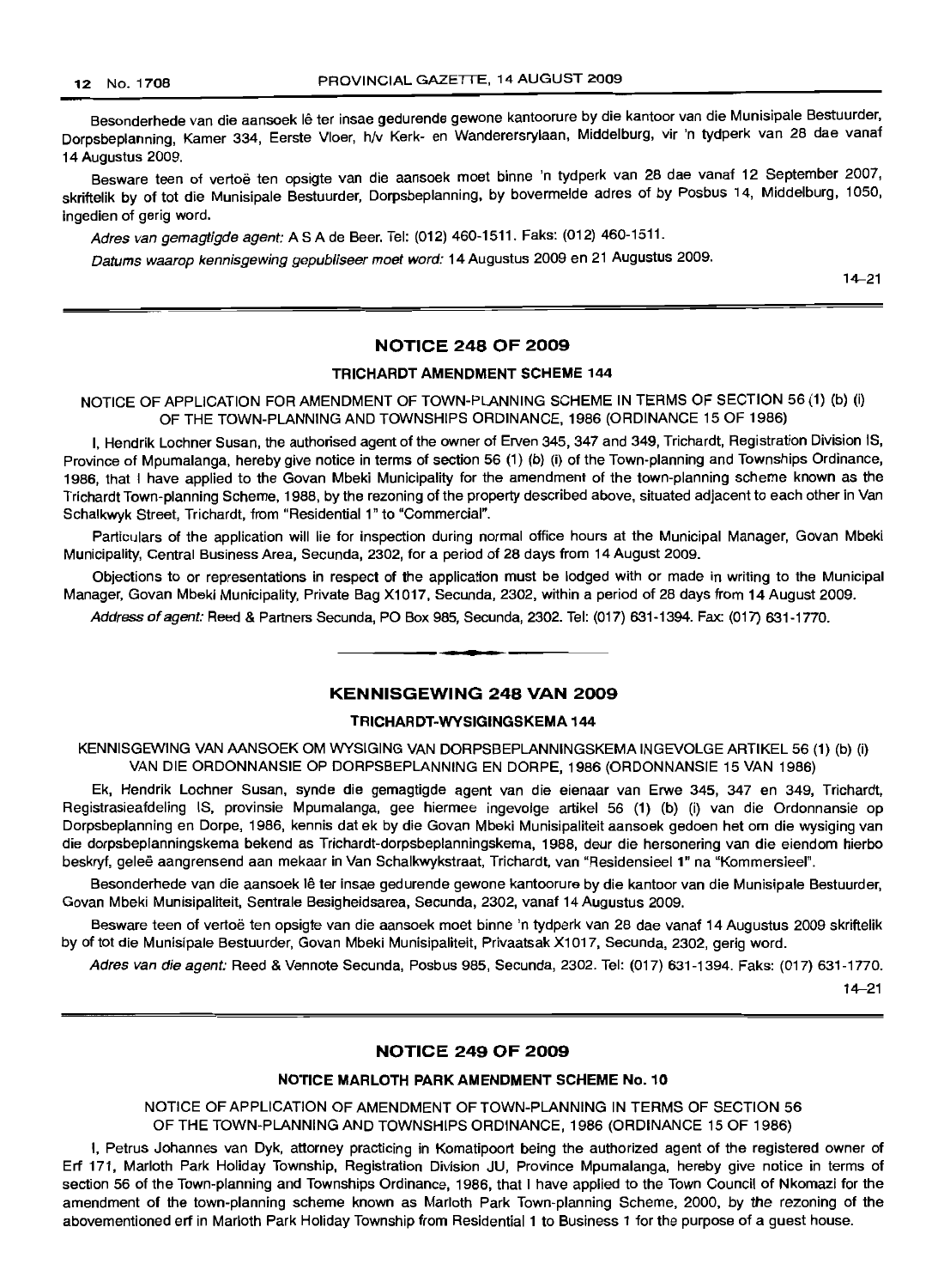Besonderhede van die aansoek lê ter insae gedurende gewone kantoorure by die kantoor van die Munisipale Bestuurder, Dorpsbeplanning, Kamer 334, Eerste Vloer, h/v Kerk- en Wanderersrylaan, Middelburg, vir 'n tydperk van 28 dae vanaf 14 Augustus 2009.

Besware teen of vertoë ten opsigte van die aansoek moet binne 'n tydperk van 28 dae vanaf 12 September 2007, skriftelik by of tot die Munisipale Bestuurder, Dorpsbeplanning, by bovermelde adres of by Posbus 14, Middelburg, 1050, ingedien of gerig word.

*Adres van gemagtigde agent:* A S A de Beer. Tel: (012) 460-1511. Faks: (012) 460-1511.

*Datums waarop kennisgewing gepubliseer moet word:* 14 Augustus 2009 en 21 Augustus 2009.

14–21

## NOTICE 248 OF 2009

### TRICHARDT AMENDMENT SCHEME 144

NOTICE OF APPLICATION FOR AMENDMENT OF TOWN-PLANNING SCHEME IN TERMS OF SECTION 56 (1) (b) (i) OF THE TOWN-PLANNING AND TOWNSHIPS ORDINANCE, 1986 (ORDINANCE 15 OF 1986)

I, Hendrik Lochner Susan, the authorised agent of the owner of Erven 345, 347 and 349, Trichardt, Registration Division IS, Province of Mpumalanga, hereby give notice in terms of section 56 (1) (b) (i) of the Town-planning and Townships Ordinance, 1986, that I have applied to the Govan Mbeki Municipality for the amendment of the town-planning scheme known as the Trichardt Town-planning Scheme, 1988, by the rezoning of the property described above, situated adjacent to each other in Van Schalkwyk Street, Trichardt, from "Residential 1" to "Commercial".

Particulars of the application will lie for inspection during normal office hours at the Municipal Manager, Govan Mbeki Municipality, Central Business Area, Secunda, 2302, for a period of 28 days from 14 August 2009.

Objections to or representations in respect of the application must be lodged with or made in writing to the Municipal Manager, Govan Mbeki Municipality, Private Bag X1017, Secunda, 2302, within a period of 28 days from 14 August 2009.

*Address of agent:* Reed & Partners Secunda, PO Box 985, Secunda, 2302. Tel: (017) 631-1394. Fax: (017) 631-1770.

## KENNISGEWING 248 VAN 2009

### TRICHARDT-WYSIGINGSKEMA 144

KENNISGEWING VAN AANSOEK OM WYSIGING VAN DORPSBEPLANNINGSKEMA INGEVOLGE ARTIKEL 56 (1) (b) (i) VAN DIE ORDONNANSIE OP DORPSBEPLANNING EN DORPE, 1986 (ORDONNANSIE 15 VAN 1986)

Ek, Hendrik Lochner Susan, synde die gemagtigde agent van die eienaar van Erwe 345, 347 en 349, Trichardt, Registrasieafdeling IS, provinsie Mpumalanga, gee hiermee ingevolge artikel 56 (1) (b) (i) van die Ordonnansie op Dorpsbeplanning en Dorpe, 1986, kennis dat ek by die Govan Mbeki Munisipaliteit aansoek gedoen het om die wysiging van die dorpsbeplanningskema bekend as Trichardt-dorpsbeplanningskema, 1988, deur die hersonering van die eiendom hierbo beskryf, geleë aangrensend aan mekaar in Van Schalkwykstraat, Trichardt, van "Residensieel 1" na "Kommersieel".

Besonderhede van die aansoek lê ter insae gedurende gewone kantoorure by die kantoor van die Munisipale Bestuurder, Govan Mbeki Munisipaliteit, Sentrale Besigheidsarea, Secunda, 2302, vanaf 14 Augustus 2009.

Besware teen of vertoë ten opsigte van die aansoek moet binne 'n tydperk van 28 dae vanaf 14 Augustus 2009 skriftelik by of tot die Munisipale Bestuurder, Govan Mbeki Munisipaliteit, Privaatsak X1017, Secunda, 2302, gerig word.

*Adres van die agent:* Reed & Vennote Secunda, Posbus 985, Secunda, 2302. Tel: (017) 631-1394. Faks: (017) 631-1770.

14–21

## NOTICE 249 OF 2009

### NOTICE MARLOTH PARK AMENDMENT SCHEME No. 10

NOTICE OF APPLICATION OF AMENDMENT OF TOWN-PLANNING IN TERMS OF SECTION 56 OF THE TOWN-PLANNING AND TOWNSHIPS ORDINANCE, 1986 (ORDINANCE 15 OF 1986)

I, Petrus Johannes van Dyk, attorney practicing in Komatipoort being the authorized agent of the registered owner of Erf 171, Marloth Park Holiday Township, Registration Division JU, Province Mpumalanga, hereby give notice in terms of section 56 of the Town-planning and Townships Ordinance, 1986, that I have applied to the Town Council of Nkomazi for the amendment of the town-planning scheme known as Marloth Park Town-planning Scheme, 2000, by the rezoning of the abovementioned erf in Marloth Park Holiday Township from Residential 1 to Business 1 for the purpose of a guest house.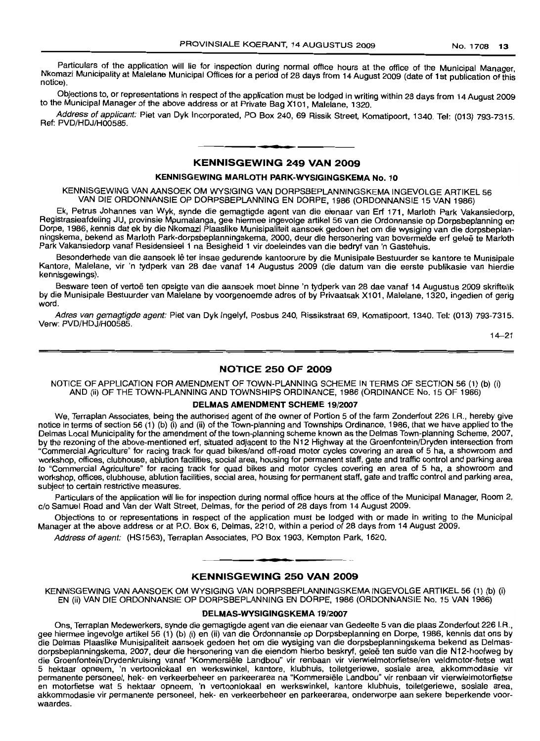Particulars of the application will lie for inspection during normal office hours at the office of the Municipal Manager, Nkomazi Municipality at Malelane Municipal Offices for a period of 28 days from 14 August 2009 (date of 1st publication of this notice).

Objections to, or representations in respect of the application must be lodged in writing within 28 days from 14 August 2009 to the Municipal Manager of the above address or at Private Bag X101, Malelane, 1320.

*Address of applicant:* Piet van Dyk Incorporated, PO Box 240, 69 Rissik Street, Komatipoort, 1340. Tel: (013) 793-7315. Ref: PVD/HDJ/H00585.

## KENNISGEWING 249 VAN 2009

### KENNISGEWING MARLOTH PARK-WYSIGINGSKEMA No. 10

KENNISGEWING VAN AANSOEK OM WYSIGING VAN DORPSBEPLANNINGSKEMA INGEVOLGE ARTIKEL 56 VAN DIE ORDONNANSIE OP DORPSBEPLANNING EN DORPE, 1986 (ORDONNANSIE 15 VAN 1986)

Ek, Petrus Johannes van Wyk, synde die gemagtigde agent van die eienaar van Erf 171, Marloth Park Vakansiedorp, Registrasieafdeling JU, provinsie Mpumalanga, gee hiermee ingevolge artikel 56 van die Ordonnansie op Dorpsbeplanning en Dorpe, 1986, kennis dat ek by die Nkomazi Plaaslike Munisipaliteit aansoek gedoen het om die wysiging van die dorpsbeplanningskema, bekend as Marloth Park-dorpsbeplanningskema, 2000, deur die hersonering van bovermelde erf geleë te Marloth Park Vakansiedorp vanaf Residensieel 1 na Besigheid 1 vir doeleindes van die bedryf van 'n Gastehuis.

Besonderhede van die aansoek lê ter insae gedurende kantoorure by die Munisipale Bestuurder se kantore te Munisipale Kantore, Malelane, vir 'n tydperk van 28 dae vanaf 14 Augustus 2009 (die datum van die eerste publikasie van hierdie kennisgewings).

Besware teen of vertoë ten opsigte van die aansoek moet binne 'n tydperk van 28 dae vanaf 14 Augustus 2009 skriftelik by die Munisipale Bestuurder van Malelane by voorgenoemde adres of by Privaatsak X101, Malelane, 1320, ingedien of gerig word.

*Adres van gemagtigde agent:* Piet van Dyk Ingelyf, Posbus 240, Rissikstraat 69, Komatipoort, 1340. Tel: (013) 793-7315. Verw: PVD/HDJ/H00585.

14–21

## NOTICE 250 OF 2009

NOTICE OF APPLICATION FOR AMENDMENT OF TOWN-PLANNING SCHEME IN TERMS OF SECTION 56 (1) (b) (i) AND (ii) OF THE TOWN-PLANNING AND TOWNSHIPS ORDINANCE, 1986 (ORDINANCE No. 15 OF 1986)

### DELMAS AMENDMENT SCHEME 19/2007

We, Terraplan Associates, being the authorised agent of the owner of Portion 5 of the farm Zonderfout 226 I.R., hereby give notice in terms of section 56 (1) (b) (i) and (ii) of the Town-planning and Townships Ordinance, 1986, that we have applied to the Delmas Local Municipality for the amendment of the town-planning scheme known as the Delmas Town-planning Scheme, 2007, by the rezoning of the above-mentioned erf, situated adjacent to the N12 Highway at the Groenfontein/Dryden intersection from "Commercial Agriculture" for racing track for quad bikes/and off-road motor cycles covering an area of 5 ha, a showroom and workshop, offices, clubhouse, ablution facilities, social area, housing for permanent staff, gate and traffic control and parking area to "Commercial Agriculture" for racing track for quad bikes and motor cycles covering an area of 5 ha, a showroom and workshop, offices, clubhouse, ablution facilities, social area, housing for permanent staff, gate and traffic control and parking area, subject to certain restrictive measures.

Particulars of the application will lie for inspection during normal office hours at the office of the Municipal Manager, Room 2, c/o Samuel Road and Van der Walt Street, Delmas, for the period of 28 days from 14 August 2009.

Objections to or representations in respect of the application must be lodged with or made in writing to the Municipal Manager at the above address or at P.O. Box 6, Delmas, 2210, within a period of 28 days from 14 August 2009.

*Address of agent:* (HS1563), Terraplan Associates, PO Box 1903, Kempton Park, 1620.

## KENNISGEWING 250 VAN 2009

KENNISGEWING VAN AANSOEK OM WYSIGING VAN DORPSBEPLANNINGSKEMA INGEVOLGE ARTIKEL 56 (1) (b) (i) EN (ii) VAN DIE ORDONNANSIE OP DORPSBEPLANNING EN DORPE, 1986 (ORDONNANSIE No. 15 VAN 1986)

### DELMAS-WYSIGINGSKEMA 19/2007

Ons, Terraplan Medewerkers, synde die gemagtigde agent van die eienaar van Gedeelte 5 van die plaas Zonderfout 226 I.R., gee hiermee ingevolge artikel 56 (1) (b) (i) en (ii) van die Ordonnansie op Dorpsbeplanning en Dorpe, 1986, kennis dat ons by die Delmas Plaaslike Munisipaliteit aansoek gedoen het om die wysiging van die dorpsbeplanningskema bekend as Delmas-dorpsbeplanningskema, 2007, deur die hersonering van die eiendom hierbo beskryf, geleë ten suide van die N12-hoofweg by die Groenfontein/Drydenkruising vanaf "Kommersiële Landbou" vir renbaan vir vierwielmotorfietse/en veldmotor-fietse wat 5 hektaar opneem, 'n vertoonlokaal en werkswinkel, kantore, klubhuis, toiletgeriewe, sosiale area, akkommodasie vir permanente personeel, hek- en verkeerbeheer en parkeerarea na "Kommersiële Landbou" vir renbaan vir vierwielmotorfietse en motorfietse wat 5 hektaar opneem, 'n vertoonlokaal en werkswinkel, kantore klubhuis, toiletgeriewe, sosiale area, akkommodasie vir permanente personeel, hek- en verkeerbeheer en parkeerarea, onderworpe aan sekere beperkende voorwaardes.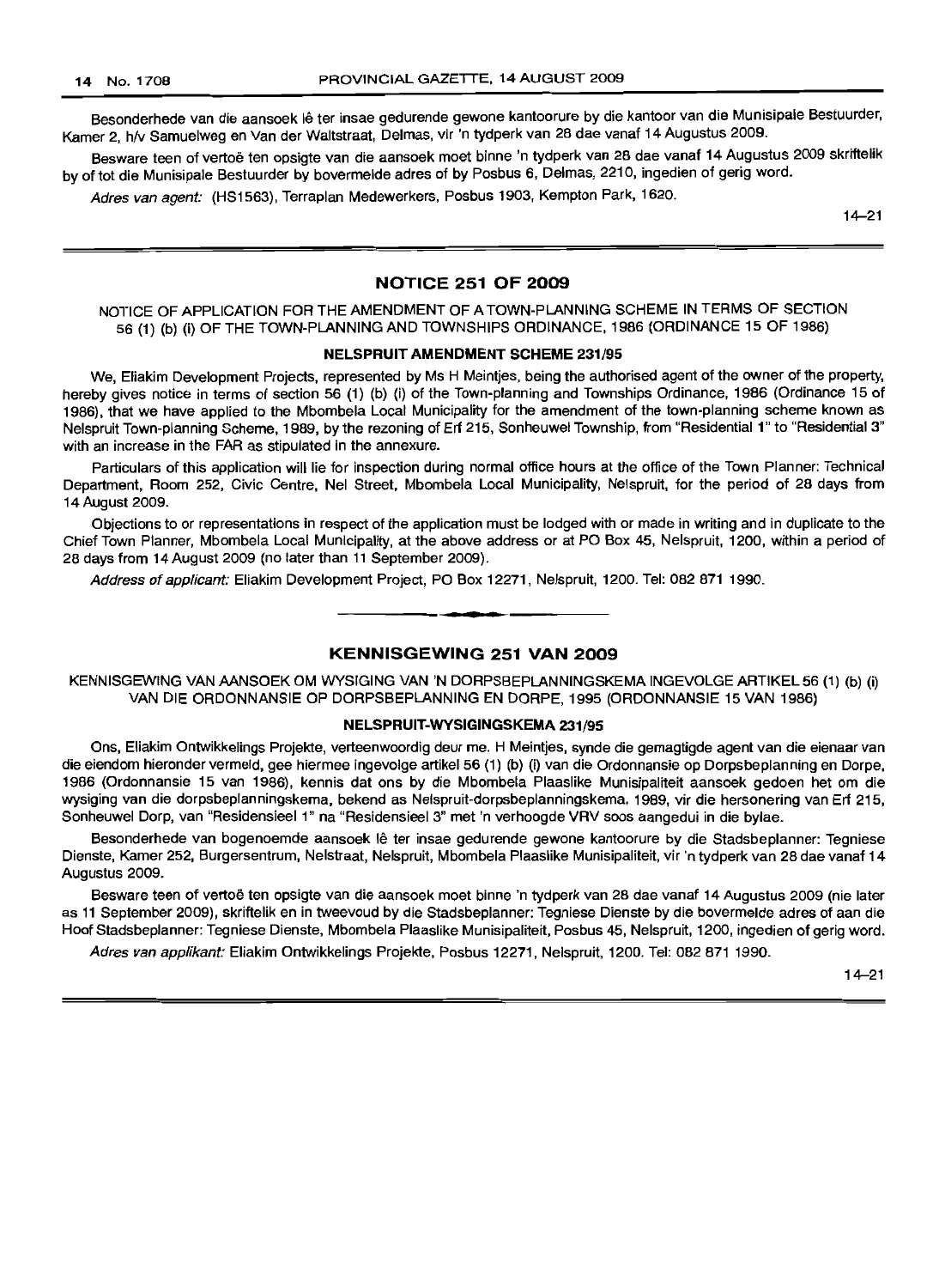Besonderhede van die aansoek lê ter insae gedurende gewone kantoorure by die kantoor van die Munisipale Bestuurder, Kamer 2, h/v Samuelweg en Van der Waltstraat, Delmas, vir 'n tydperk van 28 dae vanaf 14 Augustus 2009.

Besware teen of vertoë ten opsigte van die aansoek moet binne 'n tydperk van 28 dae vanaf 14 Augustus 2009 skriftelik by of tot die Munisipale Bestuurder by bovermelde adres of by Posbus 6, Delmas, 2210, ingedien of gerig word.

*Adres van agent:* (HS1563), Terraplan Medewerkers, Posbus 1903, Kempton Park, 1620.

14–21

---

## NOTICE 251 OF 2009

NOTICE OF APPLICATION FOR THE AMENDMENT OF A TOWN-PLANNING SCHEME IN TERMS OF SECTION 56 (1) (b) (i) OF THE TOWN-PLANNING AND TOWNSHIPS ORDINANCE, 1986 (ORDINANCE 15 OF 1986)

### NELSPRUIT AMENDMENT SCHEME 231/95

We, Eliakim Development Projects, represented by Ms H Meintjes, being the authorised agent of the owner of the property, hereby gives notice in terms of section 56 (1) (b) (i) of the Town-planning and Townships Ordinance, 1986 (Ordinance 15 of 1986), that we have applied to the Mbombela Local Municipality for the amendment of the town-planning scheme known as Nelspruit Town-planning Scheme, 1989, by the rezoning of Erf 215, Sonheuwel Township, from "Residential 1" to "Residential 3" with an increase in the FAR as stipulated in the annexure.

Particulars of this application will lie for inspection during normal office hours at the office of the Town Planner: Technical Department, Room 252, Civic Centre, Nel Street, Mbombela Local Municipality, Nelspruit, for the period of 28 days from 14 August 2009.

Objections to or representations in respect of the application must be lodged with or made in writing and in duplicate to the Chief Town Planner, Mbombela Local Municipality, at the above address or at PO Box 45, Nelspruit, 1200, within a period of 28 days from 14 August 2009 (no later than 11 September 2009).

*Address of applicant:* Eliakim Development Project, PO Box 12271, Nelspruit, 1200. Tel: 082 871 1990.

---

## KENNISGEWING 251 VAN 2009

KENNISGEWING VAN AANSOEK OM WYSIGING VAN 'N DORPSBEPLANNINGSKEMA INGEVOLGE ARTIKEL 56 (1) (b) (i) VAN DIE ORDONNANSIE OP DORPSBEPLANNING EN DORPE, 1995 (ORDONNANSIE 15 VAN 1986)

### NELSPRUIT-WYSIGINGSKEMA 231/95

Ons, Eliakim Ontwikkelings Projekte, verteenwoordig deur me. H Meintjes, synde die gemagtigde agent van die eienaar van die eiendom hieronder vermeld, gee hiermee ingevolge artikel 56 (1) (b) (i) van die Ordonnansie op Dorpsbeplanning en Dorpe, 1986 (Ordonnansie 15 van 1986), kennis dat ons by die Mbombela Plaaslike Munisipaliteit aansoek gedoen het om die wysiging van die dorpsbeplanningskema, bekend as Nelspruit-dorpsbeplanningskema, 1989, vir die hersonering van Erf 215, Sonheuwel Dorp, van "Residensieel 1" na "Residensieel 3" met 'n verhoogde VRV soos aangedui in die bylae.

Besonderhede van bogenoemde aansoek lê ter insae gedurende gewone kantoorure by die Stadsbeplanner: Tegniese Dienste, Kamer 252, Burgersentrum, Nelstraat, Nelspruit, Mbombela Plaaslike Munisipaliteit, vir 'n tydperk van 28 dae vanaf 14 Augustus 2009.

Besware teen of vertoë ten opsigte van die aansoek moet binne 'n tydperk van 28 dae vanaf 14 Augustus 2009 (nie later as 11 September 2009), skriftelik en in tweevoud by die Stadsbeplanner: Tegniese Dienste by die bovermelde adres of aan die Hoof Stadsbeplanner: Tegniese Dienste, Mbombela Plaaslike Munisipaliteit, Posbus 45, Nelspruit, 1200, ingedien of gerig word.

*Adres van applikant:* Eliakim Ontwikkelings Projekte, Posbus 12271, Nelspruit, 1200. Tel: 082 871 1990.

14–21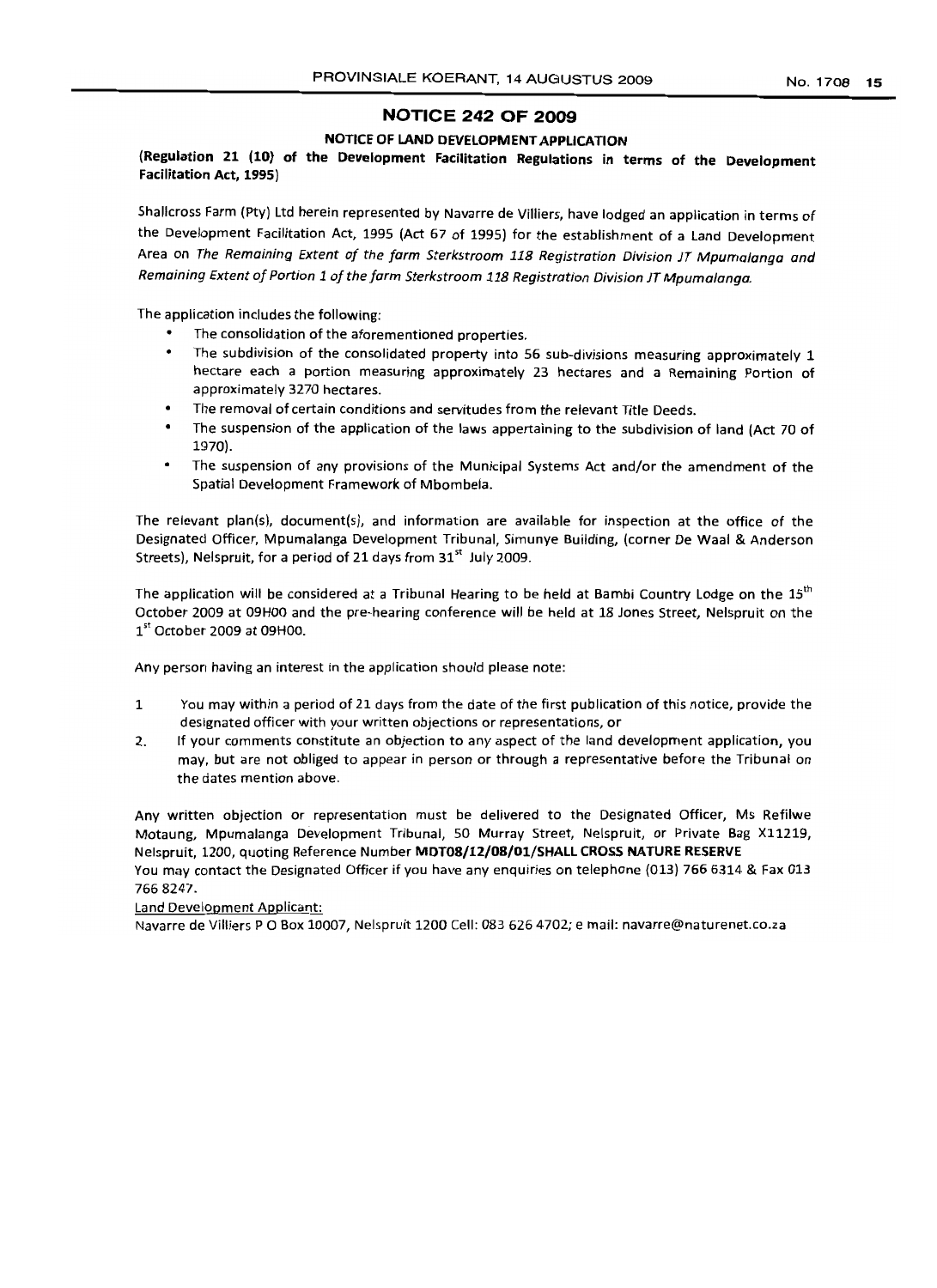## NOTICE 242 OF 2009

### NOTICE OF LAND DEVELOPMENT APPLICATION

**(Regulation 21 (10) of the Development Facilitation Regulations in terms of the Development Facilitation Act, 1995)**

Shallcross Farm (Pty) Ltd herein represented by Navarre de Villiers, have lodged an application in terms of the Development Facilitation Act, 1995 (Act 67 of 1995) for the establishment of a Land Development Area on *The Remaining Extent of the farm Sterkstroom 118 Registration Division JT Mpumalanga and Remaining Extent of Portion 1 of the farm Sterkstroom 118 Registration Division JT Mpumalanga.*

The application includes the following:

- The consolidation of the aforementioned properties.
- The subdivision of the consolidated property into 56 sub-divisions measuring approximately 1 hectare each a portion measuring approximately 23 hectares and a Remaining Portion of approximately 3270 hectares.
- The removal of certain conditions and servitudes from the relevant Title Deeds.
- The suspension of the application of the laws appertaining to the subdivision of land (Act 70 of 1970).
- The suspension of any provisions of the Municipal Systems Act and/or the amendment of the Spatial Development Framework of Mbombela.

The relevant plan(s), document(s), and information are available for inspection at the office of the Designated Officer, Mpumalanga Development Tribunal, Simunye Building, (corner De Waal & Anderson Streets), Nelspruit, for a period of 21 days from 31st July 2009.

The application will be considered at a Tribunal Hearing to be held at Bambi Country Lodge on the 15th October 2009 at 09H00 and the pre-hearing conference will be held at 18 Jones Street, Nelspruit on the 1st October 2009 at 09H00.

Any person having an interest in the application should please note:

1. You may within a period of 21 days from the date of the first publication of this notice, provide the designated officer with your written objections or representations, or
2. If your comments constitute an objection to any aspect of the land development application, you may, but are not obliged to appear in person or through a representative before the Tribunal on the dates mention above.

Any written objection or representation must be delivered to the Designated Officer, Ms Refilwe Motaung, Mpumalanga Development Tribunal, 50 Murray Street, Nelspruit, or Private Bag X11219, Nelspruit, 1200, quoting Reference Number **MDT08/12/08/01/SHALL CROSS NATURE RESERVE**

You may contact the Designated Officer if you have any enquiries on telephone (013) 766 6314 & Fax 013 766 8247.

Land Development Applicant:

Navarre de Villiers P O Box 10007, Nelspruit 1200 Cell: 083 626 4702; e mail: navarre@naturenet.co.za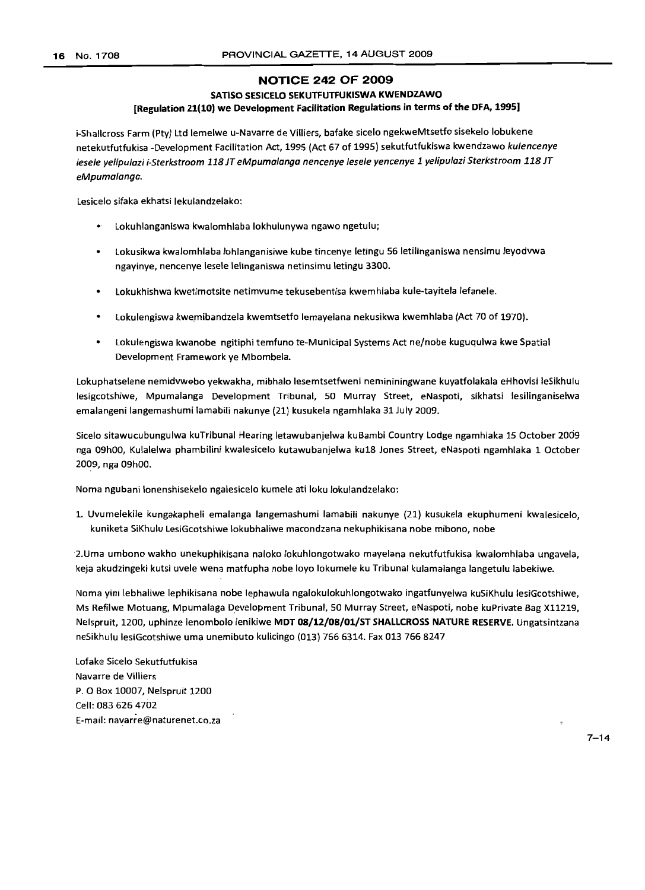## NOTICE 242 OF 2009

### SATISO SESICELO SEKUTFUTFUKISWA KWENDZAWO

**[Regulation 21(10) we Development Facilitation Regulations in terms of the DFA, 1995]**

i-Shallcross Farm (Pty) Ltd lemelwe u-Navarre de Villiers, bafake sicelo ngekweMtsetfo sisekelo lobukene netekutfutfukisa -Development Facilitation Act, 1995 (Act 67 of 1995) sekutfutfukiswa kwendzawo *kulencenye lesele yelipulazi i-Sterkstroom 118 JT eMpumalanga nencenye lesele yencenye 1 yelipulazi Sterkstroom 118 JT eMpumalanga.*

Lesicelo sifaka ekhatsi lekulandzelako:

- Lokuhlanganiswa kwalomhlaba lokhulunywa ngawo ngetulu;
- Lokusikwa kwalomhlaba lohlanganisiwe kube tincenye letingu 56 letilinganiswa nensimu leyodvwa ngayinye, nencenye lesele lelinganiswa netinsimu letingu 3300.
- Lokukhishwa kwetimotsite netimvume tekusebentisa kwemhlaba kule-tayitela lefanele.
- Lokulengiswa kwemibandzela kwemtsetfo lemayelana nekusikwa kwemhlaba (Act 70 of 1970).
- Lokulengiswa kwanobe ngitiphi temfuno te-Municipal Systems Act ne/nobe kuguqulwa kwe Spatial Development Framework ye Mbombela.

Lokuphatselene nemidvwebo yekwakha, mibhalo lesemtsetfweni nemininingwane kuyatfolakala eHhovisi leSikhulu lesigcotshiwe, Mpumalanga Development Tribunal, 50 Murray Street, eNaspoti, sikhatsi lesilinganiselwa emalangeni langemashumi lamabili nakunye (21) kusukela ngamhlaka 31 July 2009.

Sicelo sitawucubungulwa kuTribunal Hearing letawubanjelwa kuBambi Country Lodge ngamhlaka 15 October 2009 nga 09h00, Kulalelwa phambilini kwalesicelo kutawubanjelwa ku18 Jones Street, eNaspoti ngamhlaka 1 October 2009, nga 09h00.

Noma ngubani lonenshisekelo ngalesicelo kumele ati loku lokulandzelako:

1. Uvumelekile kungakapheli emalanga langemashumi lamabili nakunye (21) kusukela ekuphumeni kwalesicelo, kuniketa SiKhulu LesiGcotshiwe lokubhaliwe macondzana nekuphikisana nobe mibono, nobe

2. Uma umbono wakho unekuphikisana naloko lokuhlongotwako mayelana nekutfutfukisa kwalomhlaba ungavela, keja akudzingeki kutsi uvele wena matfupha nobe loyo lokumele ku Tribunal kulamalanga langetulu labekiwe.

Noma yini lebhaliwe lephikisana nobe lephawula ngalokulokuhlongotwako ingatfunyelwa kuSiKhulu lesiGcotshiwe, Ms Refilwe Motuang, Mpumalaga Development Tribunal, 50 Murray Street, eNaspoti, nobe kuPrivate Bag X11219, Nelspruit, 1200, uphinze lenombolo lenikiwe **MDT 08/12/08/01/ST SHALLCROSS NATURE RESERVE.** Ungatsintzana neSikhulu lesiGcotshiwe uma unemibuto kulicingo (013) 766 6314. Fax 013 766 8247

Lofake Sicelo Sekutfutfukisa
Navarre de Villiers
P. O Box 10007, Nelspruit 1200
Cell: 083 626 4702
E-mail: navarre@naturenet.co.za

7–14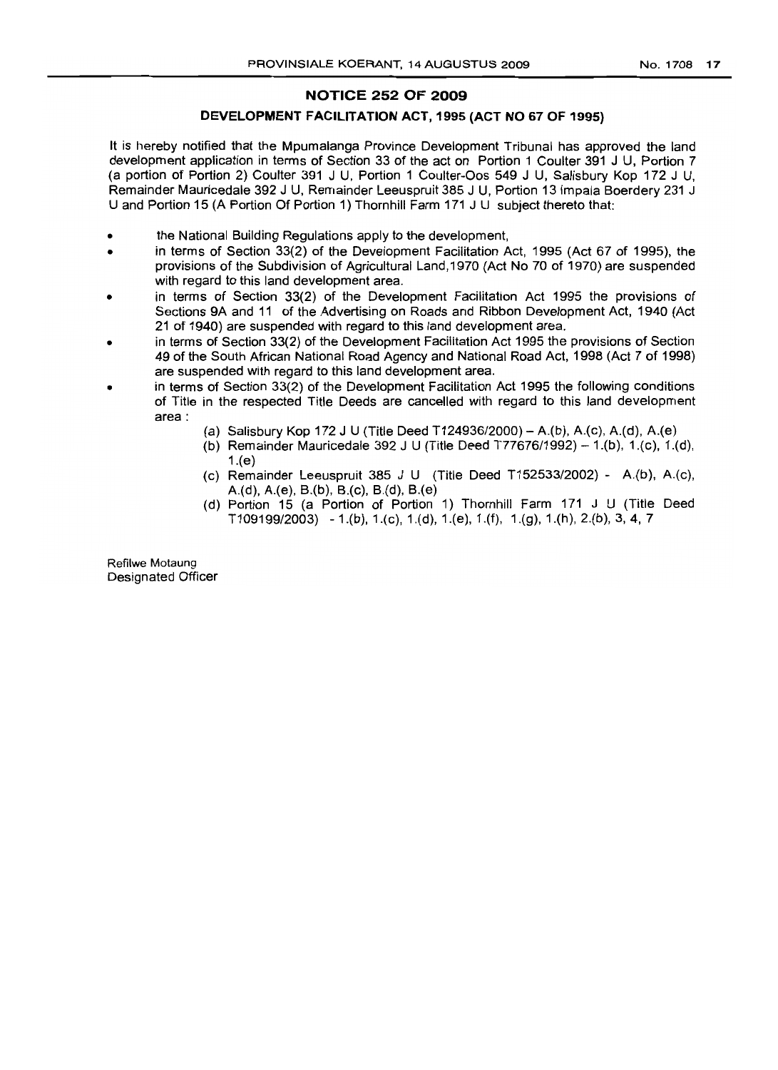## NOTICE 252 OF 2009

### DEVELOPMENT FACILITATION ACT, 1995 (ACT NO 67 OF 1995)

It is hereby notified that the Mpumalanga Province Development Tribunal has approved the land development application in terms of Section 33 of the act on Portion 1 Coulter 391 J U, Portion 7 (a portion of Portion 2) Coulter 391 J U, Portion 1 Coulter-Oos 549 J U, Salisbury Kop 172 J U, Remainder Mauricedale 392 J U, Remainder Leeuspruit 385 J U, Portion 13 Impala Boerdery 231 J U and Portion 15 (A Portion Of Portion 1) Thornhill Farm 171 J U subject thereto that:

- the National Building Regulations apply to the development,
- in terms of Section 33(2) of the Development Facilitation Act, 1995 (Act 67 of 1995), the provisions of the Subdivision of Agricultural Land,1970 (Act No 70 of 1970) are suspended with regard to this land development area.
- in terms of Section 33(2) of the Development Facilitation Act 1995 the provisions of Sections 9A and 11 of the Advertising on Roads and Ribbon Development Act, 1940 (Act 21 of 1940) are suspended with regard to this land development area.
- in terms of Section 33(2) of the Development Facilitation Act 1995 the provisions of Section 49 of the South African National Road Agency and National Road Act, 1998 (Act 7 of 1998) are suspended with regard to this land development area.
- in terms of Section 33(2) of the Development Facilitation Act 1995 the following conditions of Title in the respected Title Deeds are cancelled with regard to this land development area :
  - (a) Salisbury Kop 172 J U (Title Deed T124936/2000) – A.(b), A.(c), A.(d), A.(e)
  - (b) Remainder Mauricedale 392 J U (Title Deed T77676/1992) – 1.(b), 1.(c), 1.(d), 1.(e)
  - (c) Remainder Leeuspruit 385 J U (Title Deed T152533/2002) - A.(b), A.(c), A.(d), A.(e), B.(b), B.(c), B.(d), B.(e)
  - (d) Portion 15 (a Portion of Portion 1) Thornhill Farm 171 J U (Title Deed T109199/2003) - 1.(b), 1.(c), 1.(d), 1.(e), 1.(f), 1.(g), 1.(h), 2.(b), 3, 4, 7

Refilwe Motaung
Designated Officer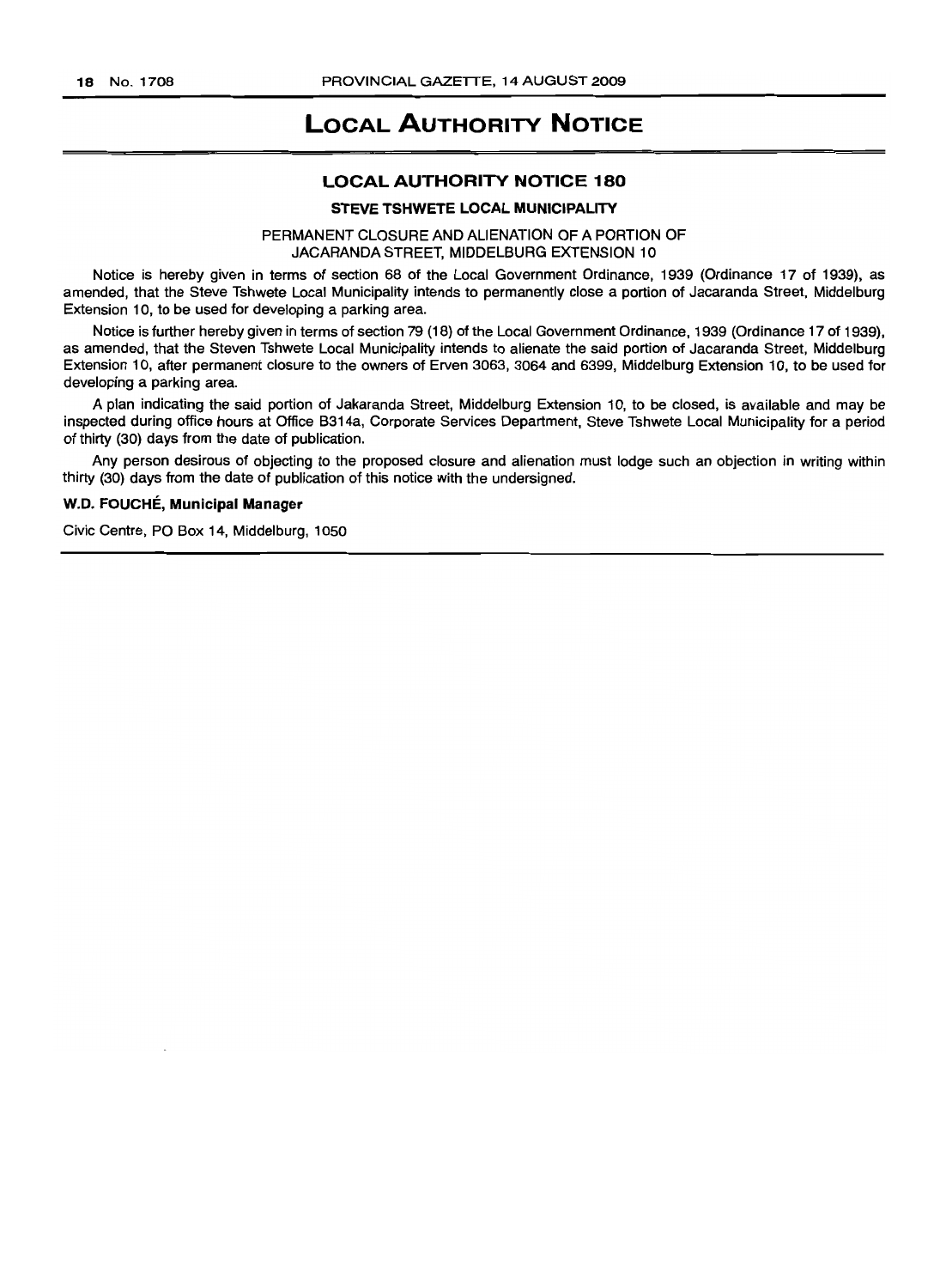# LOCAL AUTHORITY NOTICE

## LOCAL AUTHORITY NOTICE 180

### STEVE TSHWETE LOCAL MUNICIPALITY

PERMANENT CLOSURE AND ALIENATION OF A PORTION OF JACARANDA STREET, MIDDELBURG EXTENSION 10

Notice is hereby given in terms of section 68 of the Local Government Ordinance, 1939 (Ordinance 17 of 1939), as amended, that the Steve Tshwete Local Municipality intends to permanently close a portion of Jacaranda Street, Middelburg Extension 10, to be used for developing a parking area.

Notice is further hereby given in terms of section 79 (18) of the Local Government Ordinance, 1939 (Ordinance 17 of 1939), as amended, that the Steven Tshwete Local Municipality intends to alienate the said portion of Jacaranda Street, Middelburg Extension 10, after permanent closure to the owners of Erven 3063, 3064 and 6399, Middelburg Extension 10, to be used for developing a parking area.

A plan indicating the said portion of Jakaranda Street, Middelburg Extension 10, to be closed, is available and may be inspected during office hours at Office B314a, Corporate Services Department, Steve Tshwete Local Municipality for a period of thirty (30) days from the date of publication.

Any person desirous of objecting to the proposed closure and alienation must lodge such an objection in writing within thirty (30) days from the date of publication of this notice with the undersigned.

**W.D. FOUCHÉ, Municipal Manager**

Civic Centre, PO Box 14, Middelburg, 1050